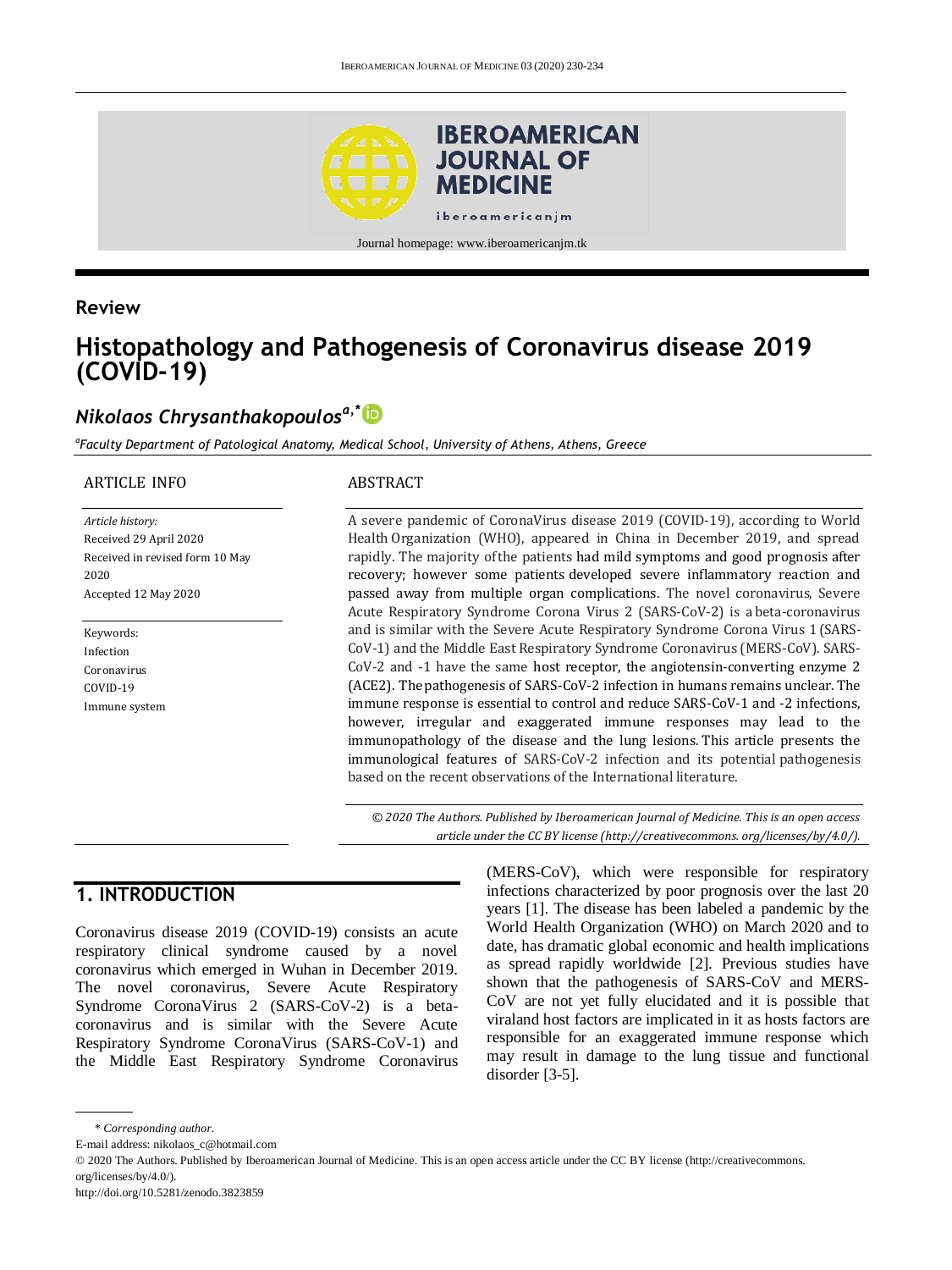Journal homepage: www.iberoamericanjm.tk

**Review**

# Histopathology and Pathogenesis of Coronavirus disease 2019 (COVID-19)

***Nikolaos Chrysanthakopoulos*** [a,*]

[a]*Faculty Department of Patological Anatomy, Medical School, University of Athens, Athens, Greece*

**ARTICLE INFO**

*Article history:*
Received 29 April 2020
Received in revised form 10 May 2020
Accepted 12 May 2020

Keywords:
Infection
Coronavirus
COVID-19
Immune system

**ABSTRACT**

A severe pandemic of CoronaVirus disease 2019 (COVID-19), according to World Health Organization (WHO), appeared in China in December 2019, and spread rapidly. The majority ofthe patients had mild symptoms and good prognosis after recovery; however some patients developed severe inflammatory reaction and passed away from multiple organ complications. The novel coronavirus, Severe Acute Respiratory Syndrome Corona Virus 2 (SARS-CoV-2) is a beta-coronavirus and is similar with the Severe Acute Respiratory Syndrome Corona Virus 1 (SARS-CoV-1) and the Middle East Respiratory Syndrome Coronavirus (MERS-CoV). SARS-CoV-2 and -1 have the same host receptor, the angiotensin-converting enzyme 2 (ACE2). The pathogenesis of SARS-CoV-2 infection in humans remains unclear. The immune response is essential to control and reduce SARS-CoV-1 and -2 infections, however, irregular and exaggerated immune responses may lead to the immunopathology of the disease and the lung lesions. This article presents the immunological features of SARS-CoV-2 infection and its potential pathogenesis based on the recent observations of the International literature.

*© 2020 The Authors. Published by Iberoamerican Journal of Medicine. This is an open access article under the CC BY license (http://creativecommons. org/licenses/by/4.0/).*

## 1. INTRODUCTION

Coronavirus disease 2019 (COVID-19) consists an acute respiratory clinical syndrome caused by a novel coronavirus which emerged in Wuhan in December 2019. The novel coronavirus, Severe Acute Respiratory Syndrome CoronaVirus 2 (SARS-CoV-2) is a beta-coronavirus and is similar with the Severe Acute Respiratory Syndrome CoronaVirus (SARS-CoV-1) and the Middle East Respiratory Syndrome Coronavirus (MERS-CoV), which were responsible for respiratory infections characterized by poor prognosis over the last 20 years [1]. The disease has been labeled a pandemic by the World Health Organization (WHO) on March 2020 and to date, has dramatic global economic and health implications as spread rapidly worldwide [2]. Previous studies have shown that the pathogenesis of SARS-CoV and MERS-CoV are not yet fully elucidated and it is possible that viraland host factors are implicated in it as hosts factors are responsible for an exaggerated immune response which may result in damage to the lung tissue and functional disorder [3-5].

\* *Corresponding author.*
E-mail address: nikolaos_c@hotmail.com
© 2020 The Authors. Published by Iberoamerican Journal of Medicine. This is an open access article under the CC BY license (http://creativecommons. org/licenses/by/4.0/).
http://doi.org/10.5281/zenodo.3823859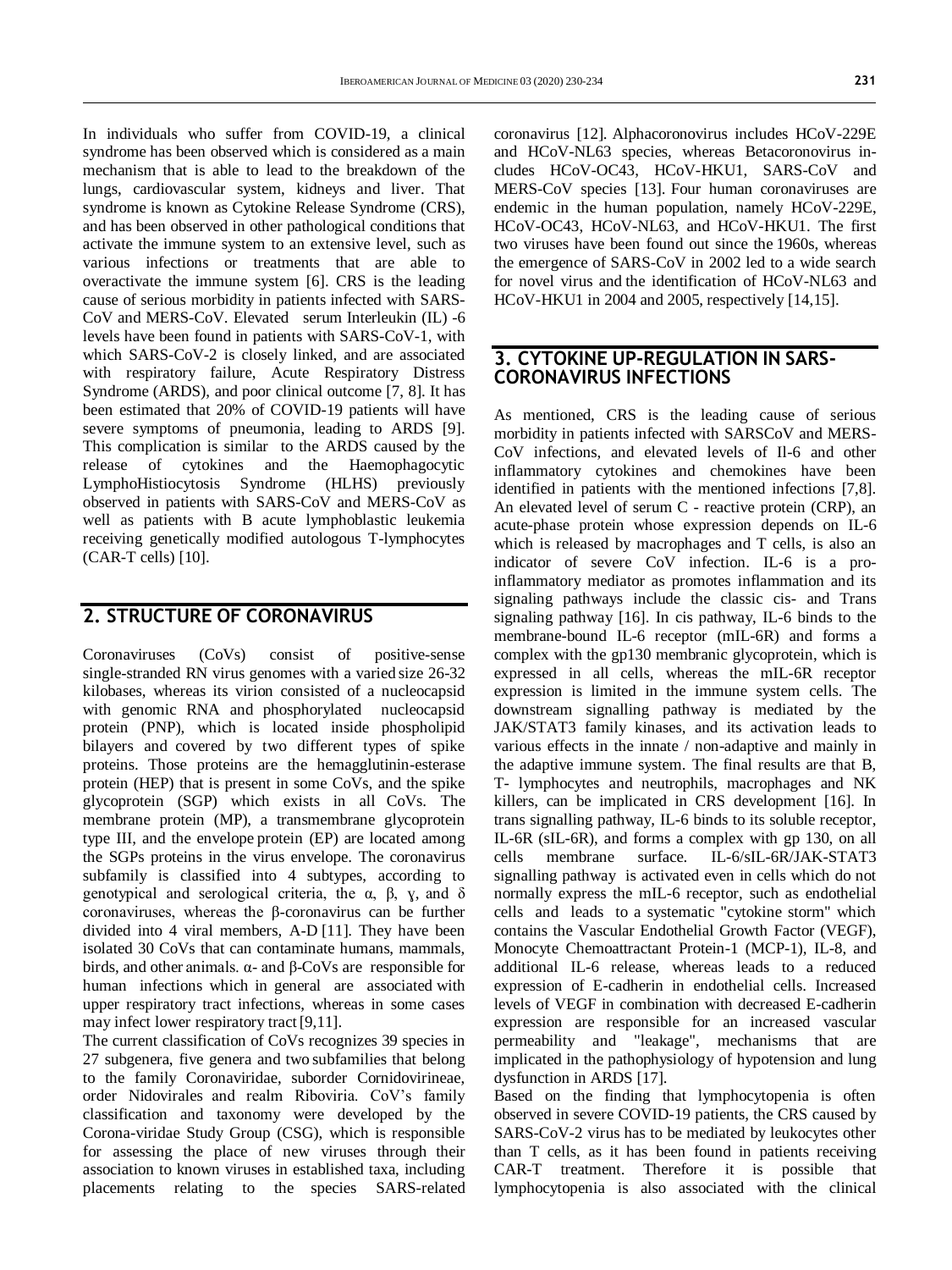In individuals who suffer from COVID-19, a clinical syndrome has been observed which is considered as a main mechanism that is able to lead to the breakdown of the lungs, cardiovascular system, kidneys and liver. That syndrome is known as Cytokine Release Syndrome (CRS), and has been observed in other pathological conditions that activate the immune system to an extensive level, such as various infections or treatments that are able to overactivate the immune system [6]. CRS is the leading cause of serious morbidity in patients infected with SARS-CoV and MERS-CoV. Elevated serum Interleukin (IL) -6 levels have been found in patients with SARS-CoV-1, with which SARS-CoV-2 is closely linked, and are associated with respiratory failure, Acute Respiratory Distress Syndrome (ARDS), and poor clinical outcome [7, 8]. It has been estimated that 20% of COVID-19 patients will have severe symptoms of pneumonia, leading to ARDS [9]. This complication is similar to the ARDS caused by the release of cytokines and the Haemophagocytic LymphoHistiocytosis Syndrome (HLHS) previously observed in patients with SARS-CoV and MERS-CoV as well as patients with B acute lymphoblastic leukemia receiving genetically modified autologous T-lymphocytes (CAR-T cells) [10].

## 2. STRUCTURE OF CORONAVIRUS

Coronaviruses (CoVs) consist of positive-sense single-stranded RN virus genomes with a varied size 26-32 kilobases, whereas its virion consisted of a nucleocapsid with genomic RNA and phosphorylated nucleocapsid protein (PNP), which is located inside phospholipid bilayers and covered by two different types of spike proteins. Those proteins are the hemagglutinin-esterase protein (HEP) that is present in some CoVs, and the spike glycoprotein (SGP) which exists in all CoVs. The membrane protein (MP), a transmembrane glycoprotein type III, and the envelope protein (EP) are located among the SGPs proteins in the virus envelope. The coronavirus subfamily is classified into 4 subtypes, according to genotypical and serological criteria, the α, β, γ, and δ coronaviruses, whereas the β-coronavirus can be further divided into 4 viral members, A-D [11]. They have been isolated 30 CoVs that can contaminate humans, mammals, birds, and other animals. α- and β-CoVs are responsible for human infections which in general are associated with upper respiratory tract infections, whereas in some cases may infect lower respiratory tract [9,11].

The current classification of CoVs recognizes 39 species in 27 subgenera, five genera and two subfamilies that belong to the family Coronaviridae, suborder Cornidovirineae, order Nidovirales and realm Riboviria. CoV's family classification and taxonomy were developed by the Corona-viridae Study Group (CSG), which is responsible for assessing the place of new viruses through their association to known viruses in established taxa, including placements relating to the species SARS-related coronavirus [12]. Alphacoronovirus includes HCoV-229E and HCoV-NL63 species, whereas Betacoronovirus includes HCoV-OC43, HCoV-HKU1, SARS-CoV and MERS-CoV species [13]. Four human coronaviruses are endemic in the human population, namely HCoV-229E, HCoV-OC43, HCoV-NL63, and HCoV-HKU1. The first two viruses have been found out since the 1960s, whereas the emergence of SARS-CoV in 2002 led to a wide search for novel virus and the identification of HCoV-NL63 and HCoV-HKU1 in 2004 and 2005, respectively [14,15].

## 3. CYTOKINE UP-REGULATION IN SARS-CORONAVIRUS INFECTIONS

As mentioned, CRS is the leading cause of serious morbidity in patients infected with SARSCoV and MERS-CoV infections, and elevated levels of Il-6 and other inflammatory cytokines and chemokines have been identified in patients with the mentioned infections [7,8]. An elevated level of serum C - reactive protein (CRP), an acute-phase protein whose expression depends on IL-6 which is released by macrophages and T cells, is also an indicator of severe CoV infection. IL-6 is a pro-inflammatory mediator as promotes inflammation and its signaling pathways include the classic cis- and Trans signaling pathway [16]. In cis pathway, IL-6 binds to the membrane-bound IL-6 receptor (mIL-6R) and forms a complex with the gp130 membranic glycoprotein, which is expressed in all cells, whereas the mIL-6R receptor expression is limited in the immune system cells. The downstream signalling pathway is mediated by the JAK/STAT3 family kinases, and its activation leads to various effects in the innate / non-adaptive and mainly in the adaptive immune system. The final results are that B, T- lymphocytes and neutrophils, macrophages and NK killers, can be implicated in CRS development [16]. In trans signalling pathway, IL-6 binds to its soluble receptor, IL-6R (sIL-6R), and forms a complex with gp 130, on all cells membrane surface. IL-6/sIL-6R/JAK-STAT3 signalling pathway is activated even in cells which do not normally express the mIL-6 receptor, such as endothelial cells and leads to a systematic "cytokine storm" which contains the Vascular Endothelial Growth Factor (VEGF), Monocyte Chemoattractant Protein-1 (MCP-1), IL-8, and additional IL-6 release, whereas leads to a reduced expression of E-cadherin in endothelial cells. Increased levels of VEGF in combination with decreased E-cadherin expression are responsible for an increased vascular permeability and "leakage", mechanisms that are implicated in the pathophysiology of hypotension and lung dysfunction in ARDS [17].

Based on the finding that lymphocytopenia is often observed in severe COVID-19 patients, the CRS caused by SARS-CoV-2 virus has to be mediated by leukocytes other than T cells, as it has been found in patients receiving CAR-T treatment. Therefore it is possible that lymphocytopenia is also associated with the clinical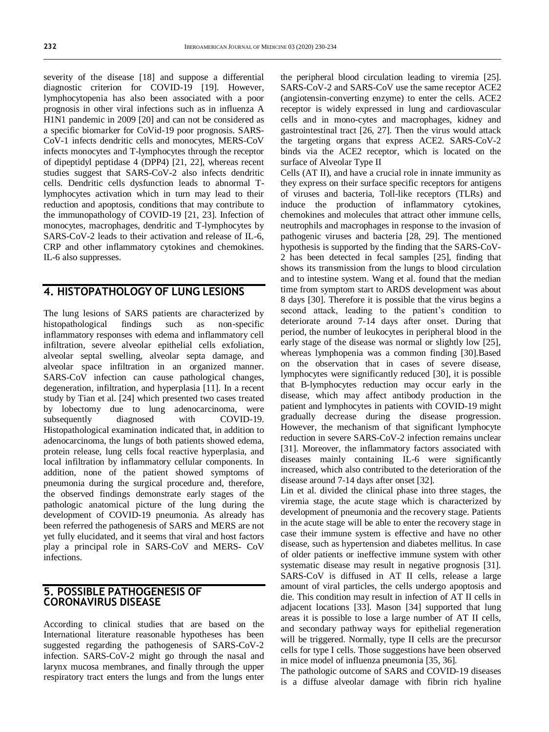severity of the disease [18] and suppose a differential diagnostic criterion for COVID-19 [19]. However, lymphocytopenia has also been associated with a poor prognosis in other viral infections such as in influenza A H1N1 pandemic in 2009 [20] and can not be considered as a specific biomarker for CoVid-19 poor prognosis. SARS-CoV-1 infects dendritic cells and monocytes, MERS-CoV infects monocytes and T-lymphocytes through the receptor of dipeptidyl peptidase 4 (DPP4) [21, 22], whereas recent studies suggest that SARS-CoV-2 also infects dendritic cells. Dendritic cells dysfunction leads to abnormal T-lymphocytes activation which in turn may lead to their reduction and apoptosis, conditions that may contribute to the immunopathology of COVID-19 [21, 23]. Infection of monocytes, macrophages, dendritic and T-lymphocytes by SARS-CoV-2 leads to their activation and release of IL-6, CRP and other inflammatory cytokines and chemokines. IL-6 also suppresses.

## 4. HISTOPATHOLOGY OF LUNG LESIONS

The lung lesions of SARS patients are characterized by histopathological findings such as non-specific inflammatory responses with edema and inflammatory cell infiltration, severe alveolar epithelial cells exfoliation, alveolar septal swelling, alveolar septa damage, and alveolar space infiltration in an organized manner. SARS-CoV infection can cause pathological changes, degeneration, infiltration, and hyperplasia [11]. In a recent study by Tian et al. [24] which presented two cases treated by lobectomy due to lung adenocarcinoma, were subsequently diagnosed with COVID-19. Histopathological examination indicated that, in addition to adenocarcinoma, the lungs of both patients showed edema, protein release, lung cells focal reactive hyperplasia, and local infiltration by inflammatory cellular components. In addition, none of the patient showed symptoms of pneumonia during the surgical procedure and, therefore, the observed findings demonstrate early stages of the pathologic anatomical picture of the lung during the development of COVID-19 pneumonia. As already has been referred the pathogenesis of SARS and MERS are not yet fully elucidated, and it seems that viral and host factors play a principal role in SARS-CoV and MERS- CoV infections.

## 5. POSSIBLE PATHOGENESIS OF CORONAVIRUS DISEASE

According to clinical studies that are based on the International literature reasonable hypotheses has been suggested regarding the pathogenesis of SARS-CoV-2 infection. SARS-CoV-2 might go through the nasal and larynx mucosa membranes, and finally through the upper respiratory tract enters the lungs and from the lungs enter the peripheral blood circulation leading to viremia [25]. SARS-CoV-2 and SARS-CoV use the same receptor ACE2 (angiotensin-converting enzyme) to enter the cells. ACE2 receptor is widely expressed in lung and cardiovascular cells and in mono-cytes and macrophages, kidney and gastrointestinal tract [26, 27]. Then the virus would attack the targeting organs that express ACE2. SARS-CoV-2 binds via the ACE2 receptor, which is located on the surface of Alveolar Type II

Cells (AT II), and have a crucial role in innate immunity as they express on their surface specific receptors for antigens of viruses and bacteria, Toll-like receptors (TLRs) and induce the production of inflammatory cytokines, chemokines and molecules that attract other immune cells, neutrophils and macrophages in response to the invasion of pathogenic viruses and bacteria [28, 29]. The mentioned hypothesis is supported by the finding that the SARS-CoV-2 has been detected in fecal samples [25], finding that shows its transmission from the lungs to blood circulation and to intestine system. Wang et al. found that the median time from symptom start to ARDS development was about 8 days [30]. Therefore it is possible that the virus begins a second attack, leading to the patient's condition to deteriorate around 7-14 days after onset. During that period, the number of leukocytes in peripheral blood in the early stage of the disease was normal or slightly low [25], whereas lymphopenia was a common finding [30].Based on the observation that in cases of severe disease, lymphocytes were significantly reduced [30], it is possible that B-lymphocytes reduction may occur early in the disease, which may affect antibody production in the patient and lymphocytes in patients with COVID-19 might gradually decrease during the disease progression. However, the mechanism of that significant lymphocyte reduction in severe SARS-CoV-2 infection remains unclear [31]. Moreover, the inflammatory factors associated with diseases mainly containing IL-6 were significantly increased, which also contributed to the deterioration of the disease around 7-14 days after onset [32].

Lin et al. divided the clinical phase into three stages, the viremia stage, the acute stage which is characterized by development of pneumonia and the recovery stage. Patients in the acute stage will be able to enter the recovery stage in case their immune system is effective and have no other disease, such as hypertension and diabetes mellitus. In case of older patients or ineffective immune system with other systematic disease may result in negative prognosis [31]. SARS-CoV is diffused in AT II cells, release a large amount of viral particles, the cells undergo apoptosis and die. This condition may result in infection of AT II cells in adjacent locations [33]. Mason [34] supported that lung areas it is possible to lose a large number of AT II cells, and secondary pathway ways for epithelial regeneration will be triggered. Normally, type II cells are the precursor cells for type I cells. Those suggestions have been observed in mice model of influenza pneumonia [35, 36].

The pathologic outcome of SARS and COVID-19 diseases is a diffuse alveolar damage with fibrin rich hyaline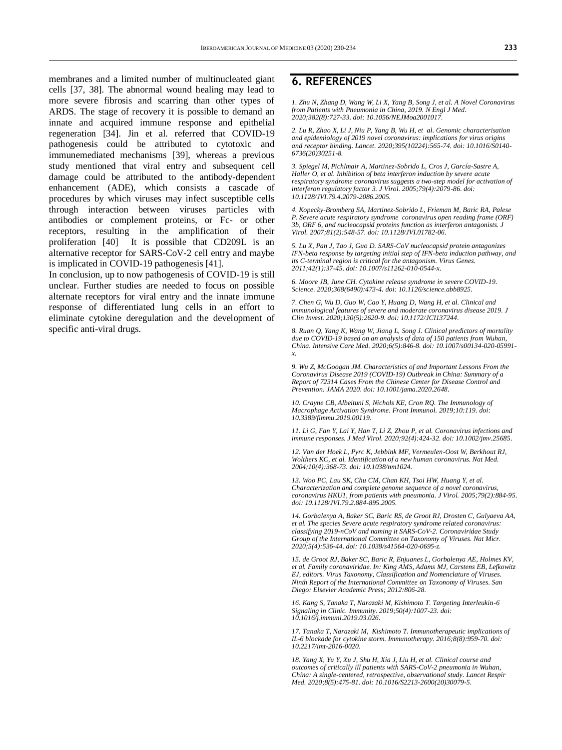membranes and a limited number of multinucleated giant cells [37, 38]. The abnormal wound healing may lead to more severe fibrosis and scarring than other types of ARDS. The stage of recovery it is possible to demand an innate and acquired immune response and epithelial regeneration [34]. Jin et al. referred that COVID-19 pathogenesis could be attributed to cytotoxic and immunemediated mechanisms [39], whereas a previous study mentioned that viral entry and subsequent cell damage could be attributed to the antibody-dependent enhancement (ADE), which consists a cascade of procedures by which viruses may infect susceptible cells through interaction between viruses particles with antibodies or complement proteins, or Fc- or other receptors, resulting in the amplification of their proliferation [40] It is possible that CD209L is an alternative receptor for SARS-CoV-2 cell entry and maybe is implicated in COVID-19 pathogenesis [41].

In conclusion, up to now pathogenesis of COVID-19 is still unclear. Further studies are needed to focus on possible alternate receptors for viral entry and the innate immune response of differentiated lung cells in an effort to eliminate cytokine deregulation and the development of specific anti-viral drugs.

## 6. REFERENCES

*1. Zhu N, Zhang D, Wang W, Li X, Yang B, Song J, et al. A Novel Coronavirus from Patients with Pneumonia in China, 2019. N Engl J Med. 2020;382(8):727-33. doi: 10.1056/NEJMoa2001017.*

*2. Lu R, Zhao X, Li J, Niu P, Yang B, Wu H, et al. Genomic characterisation and epidemiology of 2019 novel coronavirus: implications for virus origins and receptor binding. Lancet. 2020;395(10224):565-74. doi: 10.1016/S0140-6736(20)30251-8.*

*3. Spiegel M, Pichlmair A, Martinez-Sobrido L, Cros J, García-Sastre A, Haller O, et al. Inhibition of beta interferon induction by severe acute respiratory syndrome coronavirus suggests a two-step model for activation of interferon regulatory factor 3. J Virol. 2005;79(4):2079-86. doi: 10.1128/JVI.79.4.2079-2086.2005.*

*4. Kopecky-Bromberg SA, Martinez-Sobrido L, Frieman M, Baric RA, Palese P. Severe acute respiratory syndrome coronavirus open reading frame (ORF) 3b, ORF 6, and nucleocapsid proteins function as interferon antagonists. J Virol. 2007;81(2):548-57. doi: 10.1128/JVI.01782-06.*

*5. Lu X, Pan J, Tao J, Guo D. SARS-CoV nucleocapsid protein antagonizes IFN-beta response by targeting initial step of IFN-beta induction pathway, and its C-terminal region is critical for the antagonism. Virus Genes. 2011;42(1):37-45. doi: 10.1007/s11262-010-0544-x.*

*6. Moore JB, June CH. Cytokine release syndrome in severe COVID-19. Science. 2020;368(6490):473-4. doi: 10.1126/science.abb8925.*

*7. Chen G, Wu D, Guo W, Cao Y, Huang D, Wang H, et al. Clinical and immunological features of severe and moderate coronavirus disease 2019. J Clin Invest. 2020;130(5):2620-9. doi: 10.1172/JCI137244.*

*8. Ruan Q, Yang K, Wang W, Jiang L, Song J. Clinical predictors of mortality due to COVID-19 based on an analysis of data of 150 patients from Wuhan, China. Intensive Care Med. 2020;6(5):846-8. doi: 10.1007/s00134-020-05991-x.*

*9. Wu Z, McGoogan JM. Characteristics of and Important Lessons From the Coronavirus Disease 2019 (COVID-19) Outbreak in China: Summary of a Report of 72314 Cases From the Chinese Center for Disease Control and Prevention. JAMA 2020. doi: 10.1001/jama.2020.2648.*

*10. Crayne CB, Albeituni S, Nichols KE, Cron RQ. The Immunology of Macrophage Activation Syndrome. Front Immunol. 2019;10:119. doi: 10.3389/fimmu.2019.00119.*

*11. Li G, Fan Y, Lai Y, Han T, Li Z, Zhou P, et al. Coronavirus infections and immune responses. J Med Virol. 2020;92(4):424-32. doi: 10.1002/jmv.25685.*

*12. Van der Hoek L, Pyrc K, Jebbink MF, Vermeulen-Oost W, Berkhout RJ, Wolthers KC, et al. Identification of a new human coronavirus. Nat Med. 2004;10(4):368-73. doi: 10.1038/nm1024.*

*13. Woo PC, Lau SK, Chu CM, Chan KH, Tsoi HW, Huang Y, et al. Characterization and complete genome sequence of a novel coronavirus, coronavirus HKU1, from patients with pneumonia. J Virol. 2005;79(2):884-95. doi: 10.1128/JVI.79.2.884-895.2005.*

*14. Gorbalenya A, Baker SC, Baric RS, de Groot RJ, Drosten C, Gulyaeva AA, et al. The species Severe acute respiratory syndrome related coronavirus: classifying 2019-nCoV and naming it SARS-CoV-2. Coronaviridae Study Group of the International Committee on Taxonomy of Viruses. Nat Micr. 2020;5(4):536-44. doi: 10.1038/s41564-020-0695-z.*

*15. de Groot RJ, Baker SC, Baric R, Enjuanes L, Gorbalenya AE, Holmes KV, et al. Family coronaviridae. In: King AMS, Adams MJ, Carstens EB, Lefkowitz EJ, editors. Virus Taxonomy, Classification and Nomenclature of Viruses. Ninth Report of the International Committee on Taxonomy of Viruses. San Diego: Elsevier Academic Press; 2012:806-28.*

*16. Kang S, Tanaka T, Narazaki M, Kishimoto T. Targeting Interleukin-6 Signaling in Clinic. Immunity. 2019;50(4):1007-23. doi: 10.1016/j.immuni.2019.03.026.*

*17. Tanaka T, Narazaki M, Kishimoto T. Immunotherapeutic implications of IL-6 blockade for cytokine storm. Immunotherapy. 2016;8(8):959-70. doi: 10.2217/imt-2016-0020.*

*18. Yang X, Yu Y, Xu J, Shu H, Xia J, Liu H, et al. Clinical course and outcomes of critically ill patients with SARS-CoV-2 pneumonia in Wuhan, China: A single-centered, retrospective, observational study. Lancet Respir Med. 2020;8(5):475-81. doi: 10.1016/S2213-2600(20)30079-5.*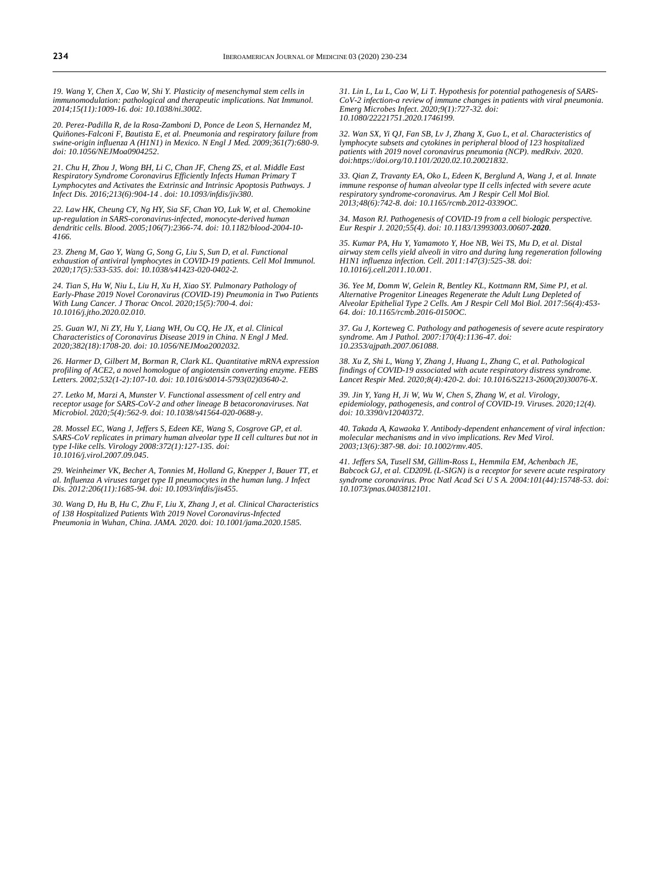*19. Wang Y, Chen X, Cao W, Shi Y. Plasticity of mesenchymal stem cells in immunomodulation: pathological and therapeutic implications. Nat Immunol. 2014;15(11):1009-16. doi: 10.1038/ni.3002.*

*20. Perez-Padilla R, de la Rosa-Zamboni D, Ponce de Leon S, Hernandez M, Quiñones-Falconi F, Bautista E, et al. Pneumonia and respiratory failure from swine-origin influenza A (H1N1) in Mexico. N Engl J Med. 2009;361(7):680-9. doi: 10.1056/NEJMoa0904252.*

*21. Chu H, Zhou J, Wong BH, Li C, Chan JF, Cheng ZS, et al. Middle East Respiratory Syndrome Coronavirus Efficiently Infects Human Primary T Lymphocytes and Activates the Extrinsic and Intrinsic Apoptosis Pathways. J Infect Dis. 2016;213(6):904-14 . doi: 10.1093/infdis/jiv380.*

*22. Law HK, Cheung CY, Ng HY, Sia SF, Chan YO, Luk W, et al. Chemokine up-regulation in SARS-coronavirus-infected, monocyte-derived human dendritic cells. Blood. 2005;106(7):2366-74. doi: 10.1182/blood-2004-10-4166.*

*23. Zheng M, Gao Y, Wang G, Song G, Liu S, Sun D, et al. Functional exhaustion of antiviral lymphocytes in COVID-19 patients. Cell Mol Immunol. 2020;17(5):533-535. doi: 10.1038/s41423-020-0402-2.*

*24. Tian S, Hu W, Niu L, Liu H, Xu H, Xiao SY. Pulmonary Pathology of Early-Phase 2019 Novel Coronavirus (COVID-19) Pneumonia in Two Patients With Lung Cancer. J Thorac Oncol. 2020;15(5):700-4. doi: 10.1016/j.jtho.2020.02.010.*

*25. Guan WJ, Ni ZY, Hu Y, Liang WH, Ou CQ, He JX, et al. Clinical Characteristics of Coronavirus Disease 2019 in China. N Engl J Med. 2020;382(18):1708-20. doi: 10.1056/NEJMoa2002032.*

*26. Harmer D, Gilbert M, Borman R, Clark KL. Quantitative mRNA expression profiling of ACE2, a novel homologue of angiotensin converting enzyme. FEBS Letters. 2002;532(1-2):107-10. doi: 10.1016/s0014-5793(02)03640-2.*

*27. Letko M, Marzi A, Munster V. Functional assessment of cell entry and receptor usage for SARS-CoV-2 and other lineage B betacoronaviruses. Nat Microbiol. 2020;5(4):562-9. doi: 10.1038/s41564-020-0688-y.*

*28. Mossel EC, Wang J, Jeffers S, Edeen KE, Wang S, Cosgrove GP, et al. SARS-CoV replicates in primary human alveolar type II cell cultures but not in type I-like cells. Virology 2008:372(1):127-135. doi: 10.1016/j.virol.2007.09.045.*

*29. Weinheimer VK, Becher A, Tonnies M, Holland G, Knepper J, Bauer TT, et al. Influenza A viruses target type II pneumocytes in the human lung. J Infect Dis. 2012:206(11):1685-94. doi: 10.1093/infdis/jis455.*

*30. Wang D, Hu B, Hu C, Zhu F, Liu X, Zhang J, et al. Clinical Characteristics of 138 Hospitalized Patients With 2019 Novel Coronavirus-Infected Pneumonia in Wuhan, China. JAMA. 2020. doi: 10.1001/jama.2020.1585.*

*31. Lin L, Lu L, Cao W, Li T. Hypothesis for potential pathogenesis of SARS-CoV-2 infection-a review of immune changes in patients with viral pneumonia. Emerg Microbes Infect. 2020;9(1):727-32. doi: 10.1080/22221751.2020.1746199.*

*32. Wan SX, Yi QJ, Fan SB, Lv J, Zhang X, Guo L, et al. Characteristics of lymphocyte subsets and cytokines in peripheral blood of 123 hospitalized patients with 2019 novel coronavirus pneumonia (NCP). medRxiv. 2020. doi:https://doi.org/10.1101/2020.02.10.20021832.*

*33. Qian Z, Travanty EA, Oko L, Edeen K, Berglund A, Wang J, et al. Innate immune response of human alveolar type II cells infected with severe acute respiratory syndrome-coronavirus. Am J Respir Cell Mol Biol. 2013;48(6):742-8. doi: 10.1165/rcmb.2012-0339OC.*

*34. Mason RJ. Pathogenesis of COVID-19 from a cell biologic perspective. Eur Respir J. 2020;55(4). doi: 10.1183/13993003.00607-**2020**.*

*35. Kumar PA, Hu Y, Yamamoto Y, Hoe NB, Wei TS, Mu D, et al. Distal airway stem cells yield alveoli in vitro and during lung regeneration following H1N1 influenza infection. Cell. 2011:147(3):525-38. doi: 10.1016/j.cell.2011.10.001.*

*36. Yee M, Domm W, Gelein R, Bentley KL, Kottmann RM, Sime PJ, et al. Alternative Progenitor Lineages Regenerate the Adult Lung Depleted of Alveolar Epithelial Type 2 Cells. Am J Respir Cell Mol Biol. 2017:56(4):453-64. doi: 10.1165/rcmb.2016-0150OC.*

*37. Gu J, Korteweg C. Pathology and pathogenesis of severe acute respiratory syndrome. Am J Pathol. 2007:170(4):1136-47. doi: 10.2353/ajpath.2007.061088.*

*38. Xu Z, Shi L, Wang Y, Zhang J, Huang L, Zhang C, et al. Pathological findings of COVID-19 associated with acute respiratory distress syndrome. Lancet Respir Med. 2020;8(4):420-2. doi: 10.1016/S2213-2600(20)30076-X.*

*39. Jin Y, Yang H, Ji W, Wu W, Chen S, Zhang W, et al. Virology, epidemiology, pathogenesis, and control of COVID-19. Viruses. 2020;12(4). doi: 10.3390/v12040372.*

*40. Takada A, Kawaoka Y. Antibody-dependent enhancement of viral infection: molecular mechanisms and in vivo implications. Rev Med Virol. 2003;13(6):387-98. doi: 10.1002/rmv.405.*

*41. Jeffers SA, Tusell SM, Gillim-Ross L, Hemmila EM, Achenbach JE, Babcock GJ, et al. CD209L (L-SIGN) is a receptor for severe acute respiratory syndrome coronavirus. Proc Natl Acad Sci U S A. 2004:101(44):15748-53. doi: 10.1073/pnas.0403812101.*